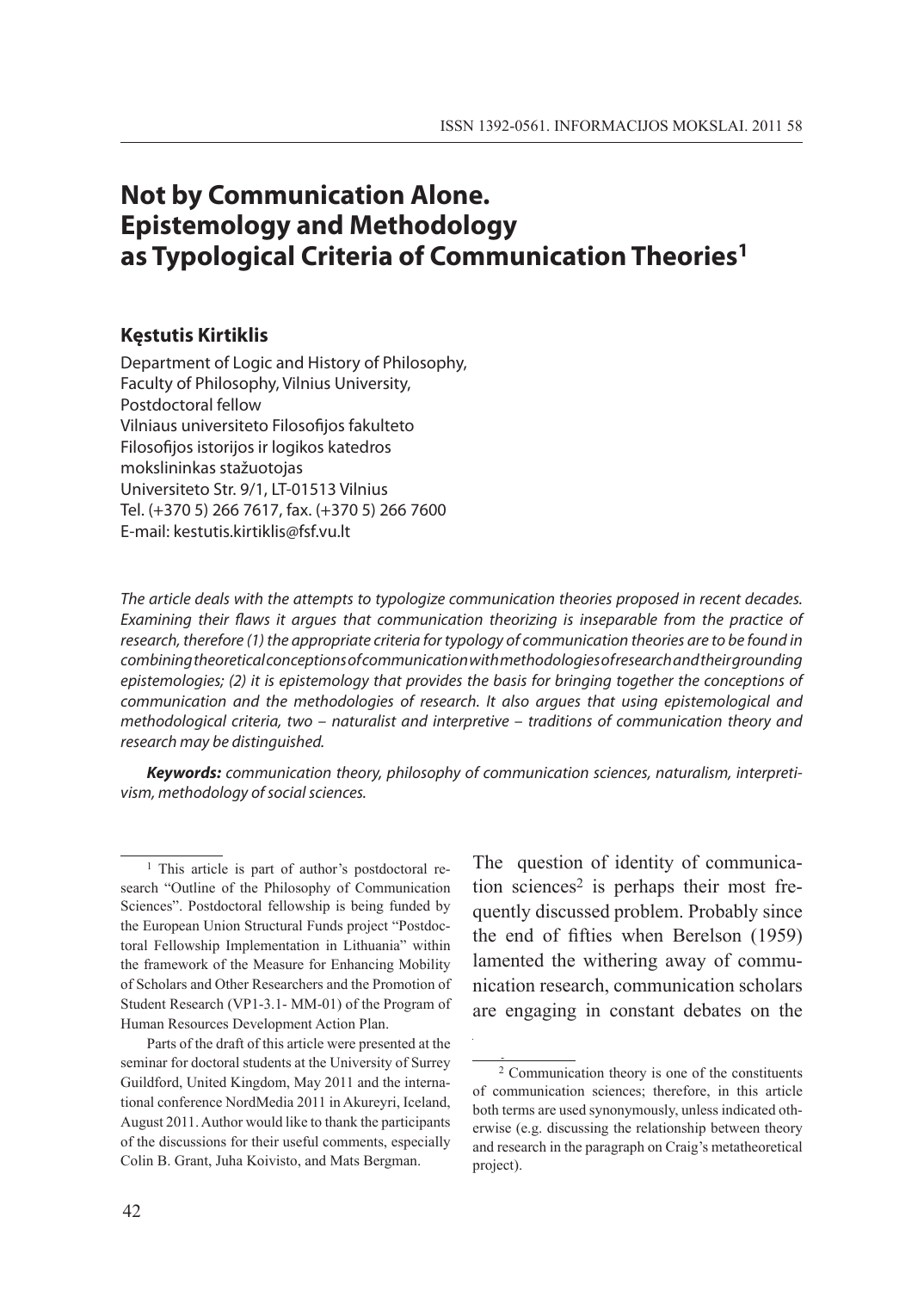# Not by Communication Alone. Epistemology and Methodology as Typological Criteria of Communication Theories[1]

### Kęstutis Kirtiklis

Department of Logic and History of Philosophy,
Faculty of Philosophy, Vilnius University,
Postdoctoral fellow
Vilniaus universiteto Filosofijos fakulteto
Filosofijos istorijos ir logikos katedros
mokslininkas stažuotojas
Universiteto Str. 9/1, LT-01513 Vilnius
Tel. (+370 5) 266 7617, fax. (+370 5) 266 7600
E-mail: kestutis.kirtiklis@fsf.vu.lt

*The article deals with the attempts to typologize communication theories proposed in recent decades. Examining their flaws it argues that communication theorizing is inseparable from the practice of research, therefore (1) the appropriate criteria for typology of communication theories are to be found in combining theoretical conceptions of communication with methodologies of research and their grounding epistemologies; (2) it is epistemology that provides the basis for bringing together the conceptions of communication and the methodologies of research. It also argues that using epistemological and methodological criteria, two – naturalist and interpretive – traditions of communication theory and research may be distinguished.*

***Keywords:*** *communication theory, philosophy of communication sciences, naturalism, interpretivism, methodology of social sciences.*

The question of identity of communication sciences[2] is perhaps their most frequently discussed problem. Probably since the end of fifties when Berelson (1959) lamented the withering away of communication research, communication scholars are engaging in constant debates on the

---

[1] This article is part of author's postdoctoral research "Outline of the Philosophy of Communication Sciences". Postdoctoral fellowship is being funded by the European Union Structural Funds project "Postdoctoral Fellowship Implementation in Lithuania" within the framework of the Measure for Enhancing Mobility of Scholars and Other Researchers and the Promotion of Student Research (VP1-3.1- MM-01) of the Program of Human Resources Development Action Plan.

Parts of the draft of this article were presented at the seminar for doctoral students at the University of Surrey Guildford, United Kingdom, May 2011 and the international conference NordMedia 2011 in Akureyri, Iceland, August 2011. Author would like to thank the participants of the discussions for their useful comments, especially Colin B. Grant, Juha Koivisto, and Mats Bergman.

[2] Communication theory is one of the constituents of communication sciences; therefore, in this article both terms are used synonymously, unless indicated otherwise (e.g. discussing the relationship between theory and research in the paragraph on Craig's metatheoretical project).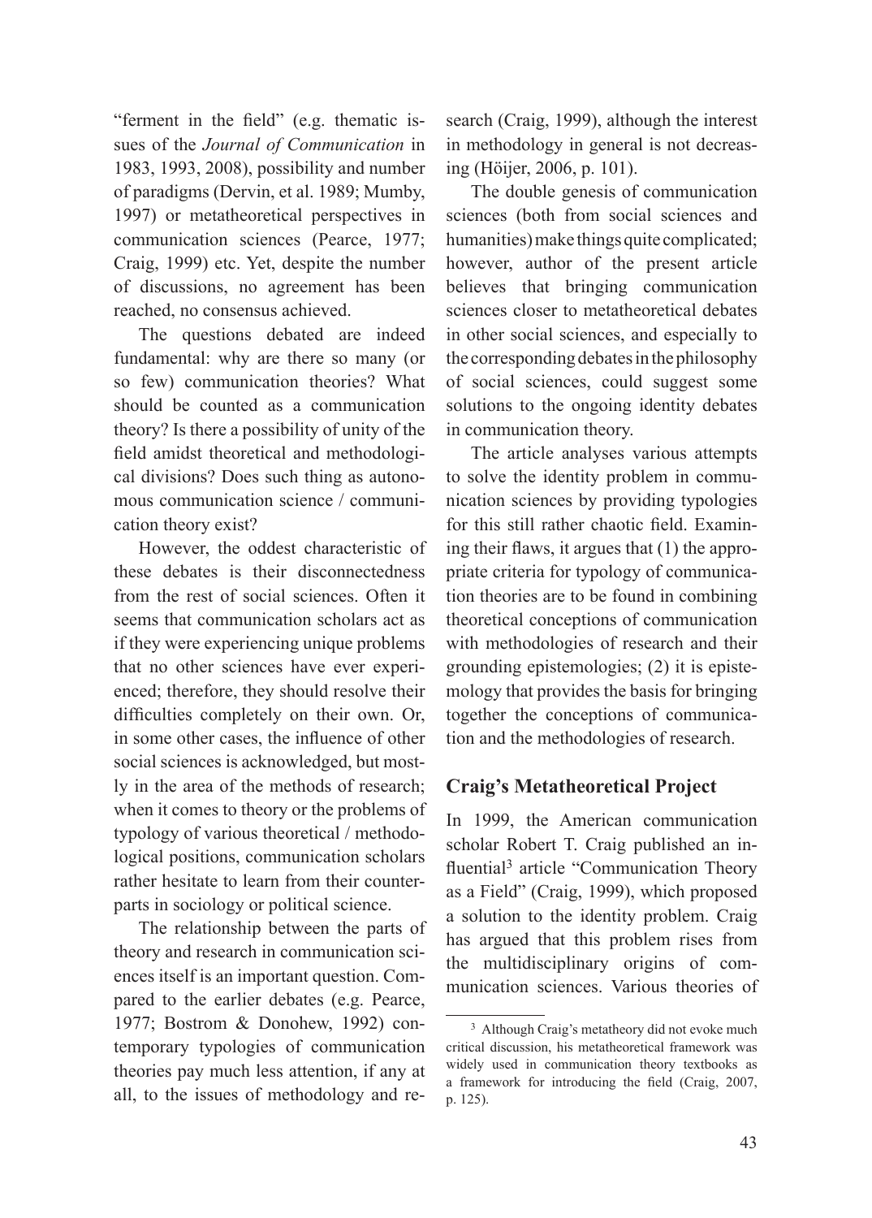"ferment in the field" (e.g. thematic issues of the *Journal of Communication* in 1983, 1993, 2008), possibility and number of paradigms (Dervin, et al. 1989; Mumby, 1997) or metatheoretical perspectives in communication sciences (Pearce, 1977; Craig, 1999) etc. Yet, despite the number of discussions, no agreement has been reached, no consensus achieved.

The questions debated are indeed fundamental: why are there so many (or so few) communication theories? What should be counted as a communication theory? Is there a possibility of unity of the field amidst theoretical and methodological divisions? Does such thing as autonomous communication science / communication theory exist?

However, the oddest characteristic of these debates is their disconnectedness from the rest of social sciences. Often it seems that communication scholars act as if they were experiencing unique problems that no other sciences have ever experienced; therefore, they should resolve their difficulties completely on their own. Or, in some other cases, the influence of other social sciences is acknowledged, but mostly in the area of the methods of research; when it comes to theory or the problems of typology of various theoretical / methodological positions, communication scholars rather hesitate to learn from their counterparts in sociology or political science.

The relationship between the parts of theory and research in communication sciences itself is an important question. Compared to the earlier debates (e.g. Pearce, 1977; Bostrom & Donohew, 1992) contemporary typologies of communication theories pay much less attention, if any at all, to the issues of methodology and research (Craig, 1999), although the interest in methodology in general is not decreasing (Höijer, 2006, p. 101).

The double genesis of communication sciences (both from social sciences and humanities) make things quite complicated; however, author of the present article believes that bringing communication sciences closer to metatheoretical debates in other social sciences, and especially to the corresponding debates in the philosophy of social sciences, could suggest some solutions to the ongoing identity debates in communication theory.

The article analyses various attempts to solve the identity problem in communication sciences by providing typologies for this still rather chaotic field. Examining their flaws, it argues that (1) the appropriate criteria for typology of communication theories are to be found in combining theoretical conceptions of communication with methodologies of research and their grounding epistemologies; (2) it is epistemology that provides the basis for bringing together the conceptions of communication and the methodologies of research.

## Craig's Metatheoretical Project

In 1999, the American communication scholar Robert T. Craig published an influential[3] article "Communication Theory as a Field" (Craig, 1999), which proposed a solution to the identity problem. Craig has argued that this problem rises from the multidisciplinary origins of communication sciences. Various theories of

[3] Although Craig's metatheory did not evoke much critical discussion, his metatheoretical framework was widely used in communication theory textbooks as a framework for introducing the field (Craig, 2007, p. 125).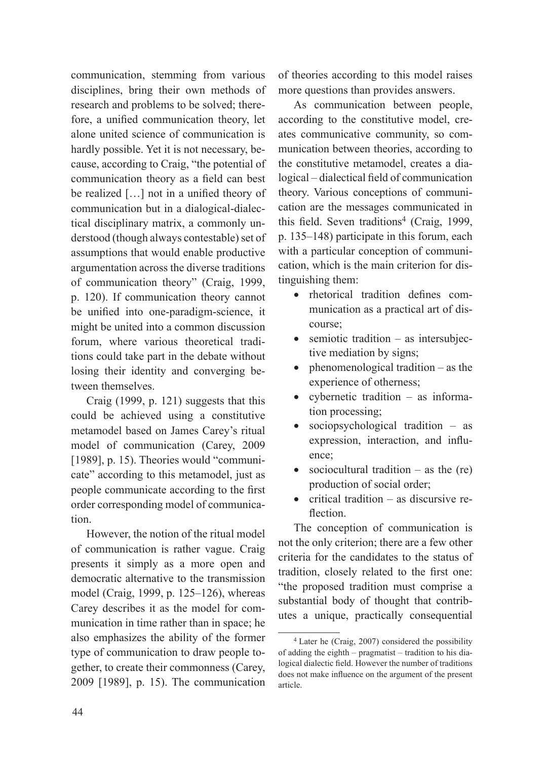communication, stemming from various disciplines, bring their own methods of research and problems to be solved; therefore, a unified communication theory, let alone united science of communication is hardly possible. Yet it is not necessary, because, according to Craig, "the potential of communication theory as a field can best be realized […] not in a unified theory of communication but in a dialogical-dialectical disciplinary matrix, a commonly understood (though always contestable) set of assumptions that would enable productive argumentation across the diverse traditions of communication theory" (Craig, 1999, p. 120). If communication theory cannot be unified into one-paradigm-science, it might be united into a common discussion forum, where various theoretical traditions could take part in the debate without losing their identity and converging between themselves.

Craig (1999, p. 121) suggests that this could be achieved using a constitutive metamodel based on James Carey's ritual model of communication (Carey, 2009 [1989], p. 15). Theories would "communicate" according to this metamodel, just as people communicate according to the first order corresponding model of communication.

However, the notion of the ritual model of communication is rather vague. Craig presents it simply as a more open and democratic alternative to the transmission model (Craig, 1999, p. 125–126), whereas Carey describes it as the model for communication in time rather than in space; he also emphasizes the ability of the former type of communication to draw people together, to create their commonness (Carey, 2009 [1989], p. 15). The communication of theories according to this model raises more questions than provides answers.

As communication between people, according to the constitutive model, creates communicative community, so communication between theories, according to the constitutive metamodel, creates a dialogical – dialectical field of communication theory. Various conceptions of communication are the messages communicated in this field. Seven traditions[4] (Craig, 1999, p. 135–148) participate in this forum, each with a particular conception of communication, which is the main criterion for distinguishing them:

- rhetorical tradition defines communication as a practical art of discourse;
- semiotic tradition – as intersubjective mediation by signs;
- phenomenological tradition – as the experience of otherness;
- cybernetic tradition – as information processing;
- sociopsychological tradition – as expression, interaction, and influence;
- sociocultural tradition – as the (re) production of social order;
- critical tradition – as discursive reflection.

The conception of communication is not the only criterion; there are a few other criteria for the candidates to the status of tradition, closely related to the first one: "the proposed tradition must comprise a substantial body of thought that contributes a unique, practically consequential

[4] Later he (Craig, 2007) considered the possibility of adding the eighth – pragmatist – tradition to his dialogical dialectic field. However the number of traditions does not make influence on the argument of the present article.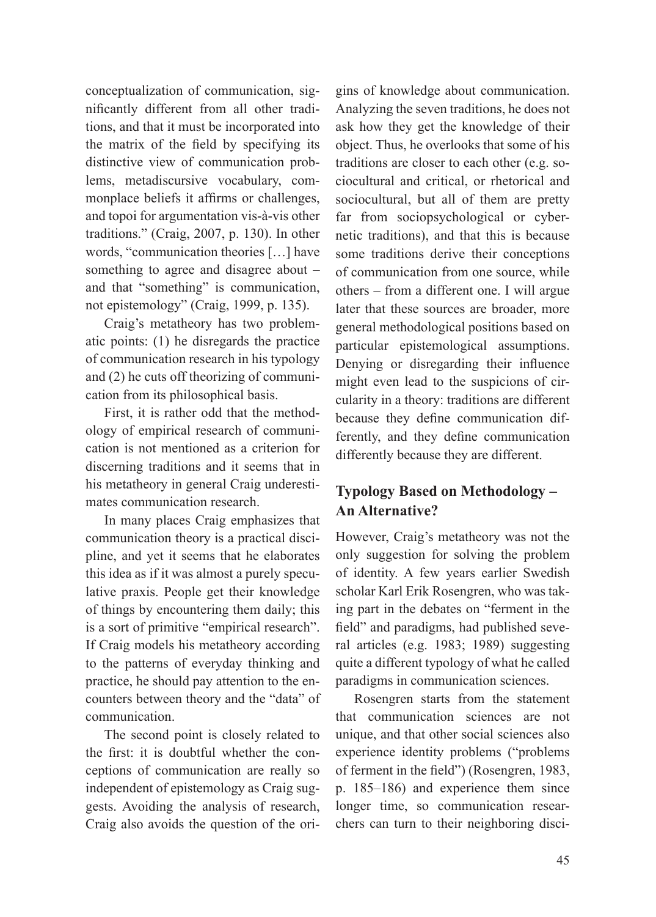conceptualization of communication, significantly different from all other traditions, and that it must be incorporated into the matrix of the field by specifying its distinctive view of communication problems, metadiscursive vocabulary, commonplace beliefs it affirms or challenges, and topoi for argumentation vis-à-vis other traditions." (Craig, 2007, p. 130). In other words, "communication theories […] have something to agree and disagree about – and that "something" is communication, not epistemology" (Craig, 1999, p. 135).

Craig's metatheory has two problematic points: (1) he disregards the practice of communication research in his typology and (2) he cuts off theorizing of communication from its philosophical basis.

First, it is rather odd that the methodology of empirical research of communication is not mentioned as a criterion for discerning traditions and it seems that in his metatheory in general Craig underestimates communication research.

In many places Craig emphasizes that communication theory is a practical discipline, and yet it seems that he elaborates this idea as if it was almost a purely speculative praxis. People get their knowledge of things by encountering them daily; this is a sort of primitive "empirical research". If Craig models his metatheory according to the patterns of everyday thinking and practice, he should pay attention to the encounters between theory and the "data" of communication.

The second point is closely related to the first: it is doubtful whether the conceptions of communication are really so independent of epistemology as Craig suggests. Avoiding the analysis of research, Craig also avoids the question of the origins of knowledge about communication. Analyzing the seven traditions, he does not ask how they get the knowledge of their object. Thus, he overlooks that some of his traditions are closer to each other (e.g. sociocultural and critical, or rhetorical and sociocultural, but all of them are pretty far from sociopsychological or cybernetic traditions), and that this is because some traditions derive their conceptions of communication from one source, while others – from a different one. I will argue later that these sources are broader, more general methodological positions based on particular epistemological assumptions. Denying or disregarding their influence might even lead to the suspicions of circularity in a theory: traditions are different because they define communication differently, and they define communication differently because they are different.

## Typology Based on Methodology – An Alternative?

However, Craig's metatheory was not the only suggestion for solving the problem of identity. A few years earlier Swedish scholar Karl Erik Rosengren, who was taking part in the debates on "ferment in the field" and paradigms, had published several articles (e.g. 1983; 1989) suggesting quite a different typology of what he called paradigms in communication sciences.

Rosengren starts from the statement that communication sciences are not unique, and that other social sciences also experience identity problems ("problems of ferment in the field") (Rosengren, 1983, p. 185–186) and experience them since longer time, so communication researchers can turn to their neighboring disci-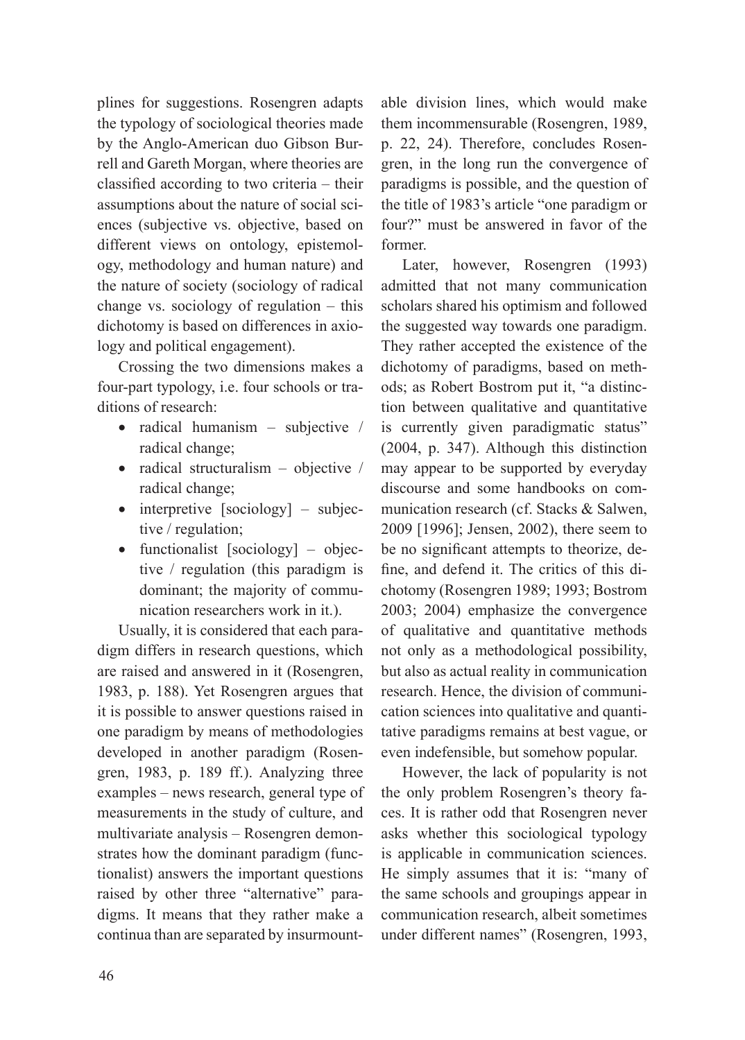plines for suggestions. Rosengren adapts the typology of sociological theories made by the Anglo-American duo Gibson Burrell and Gareth Morgan, where theories are classified according to two criteria – their assumptions about the nature of social sciences (subjective vs. objective, based on different views on ontology, epistemology, methodology and human nature) and the nature of society (sociology of radical change vs. sociology of regulation – this dichotomy is based on differences in axiology and political engagement).

Crossing the two dimensions makes a four-part typology, i.e. four schools or traditions of research:

- radical humanism – subjective / radical change;
- radical structuralism – objective / radical change;
- interpretive [sociology] – subjective / regulation;
- functionalist [sociology] – objective / regulation (this paradigm is dominant; the majority of communication researchers work in it.).

Usually, it is considered that each paradigm differs in research questions, which are raised and answered in it (Rosengren, 1983, p. 188). Yet Rosengren argues that it is possible to answer questions raised in one paradigm by means of methodologies developed in another paradigm (Rosengren, 1983, p. 189 ff.). Analyzing three examples – news research, general type of measurements in the study of culture, and multivariate analysis – Rosengren demonstrates how the dominant paradigm (functionalist) answers the important questions raised by other three "alternative" paradigms. It means that they rather make a continua than are separated by insurmountable division lines, which would make them incommensurable (Rosengren, 1989, p. 22, 24). Therefore, concludes Rosengren, in the long run the convergence of paradigms is possible, and the question of the title of 1983's article "one paradigm or four?" must be answered in favor of the former.

Later, however, Rosengren (1993) admitted that not many communication scholars shared his optimism and followed the suggested way towards one paradigm. They rather accepted the existence of the dichotomy of paradigms, based on methods; as Robert Bostrom put it, "a distinction between qualitative and quantitative is currently given paradigmatic status" (2004, p. 347). Although this distinction may appear to be supported by everyday discourse and some handbooks on communication research (cf. Stacks & Salwen, 2009 [1996]; Jensen, 2002), there seem to be no significant attempts to theorize, define, and defend it. The critics of this dichotomy (Rosengren 1989; 1993; Bostrom 2003; 2004) emphasize the convergence of qualitative and quantitative methods not only as a methodological possibility, but also as actual reality in communication research. Hence, the division of communication sciences into qualitative and quantitative paradigms remains at best vague, or even indefensible, but somehow popular.

However, the lack of popularity is not the only problem Rosengren's theory faces. It is rather odd that Rosengren never asks whether this sociological typology is applicable in communication sciences. He simply assumes that it is: "many of the same schools and groupings appear in communication research, albeit sometimes under different names" (Rosengren, 1993,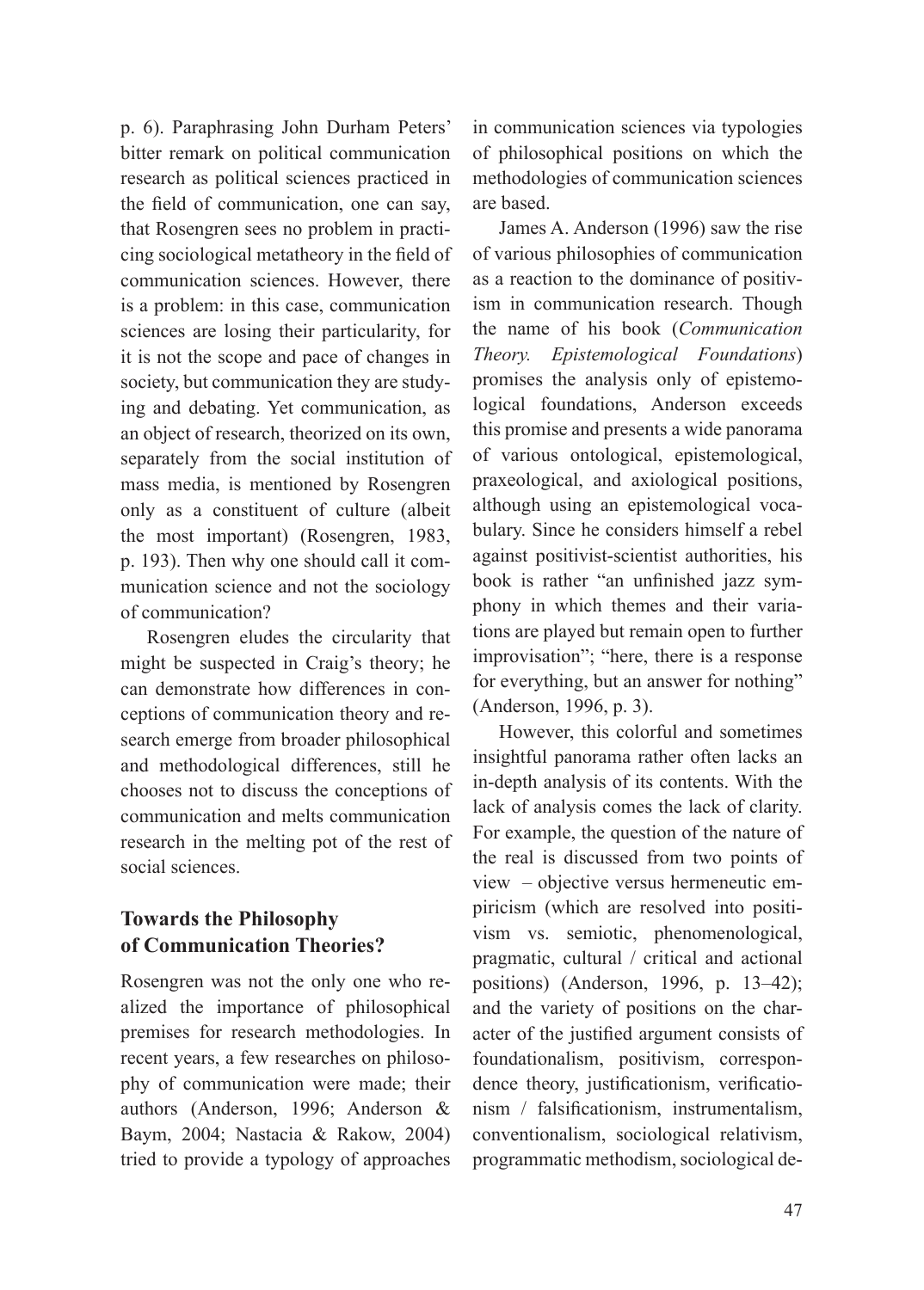p. 6). Paraphrasing John Durham Peters' bitter remark on political communication research as political sciences practiced in the field of communication, one can say, that Rosengren sees no problem in practicing sociological metatheory in the field of communication sciences. However, there is a problem: in this case, communication sciences are losing their particularity, for it is not the scope and pace of changes in society, but communication they are studying and debating. Yet communication, as an object of research, theorized on its own, separately from the social institution of mass media, is mentioned by Rosengren only as a constituent of culture (albeit the most important) (Rosengren, 1983, p. 193). Then why one should call it communication science and not the sociology of communication?

Rosengren eludes the circularity that might be suspected in Craig's theory; he can demonstrate how differences in conceptions of communication theory and research emerge from broader philosophical and methodological differences, still he chooses not to discuss the conceptions of communication and melts communication research in the melting pot of the rest of social sciences.

## Towards the Philosophy of Communication Theories?

Rosengren was not the only one who realized the importance of philosophical premises for research methodologies. In recent years, a few researches on philosophy of communication were made; their authors (Anderson, 1996; Anderson & Baym, 2004; Nastacia & Rakow, 2004) tried to provide a typology of approaches in communication sciences via typologies of philosophical positions on which the methodologies of communication sciences are based.

James A. Anderson (1996) saw the rise of various philosophies of communication as a reaction to the dominance of positivism in communication research. Though the name of his book (*Communication Theory. Epistemological Foundations*) promises the analysis only of epistemological foundations, Anderson exceeds this promise and presents a wide panorama of various ontological, epistemological, praxeological, and axiological positions, although using an epistemological vocabulary. Since he considers himself a rebel against positivist-scientist authorities, his book is rather "an unfinished jazz symphony in which themes and their variations are played but remain open to further improvisation"; "here, there is a response for everything, but an answer for nothing" (Anderson, 1996, p. 3).

However, this colorful and sometimes insightful panorama rather often lacks an in-depth analysis of its contents. With the lack of analysis comes the lack of clarity. For example, the question of the nature of the real is discussed from two points of view – objective versus hermeneutic empiricism (which are resolved into positivism vs. semiotic, phenomenological, pragmatic, cultural / critical and actional positions) (Anderson, 1996, p. 13–42); and the variety of positions on the character of the justified argument consists of foundationalism, positivism, correspondence theory, justificationism, verificationism / falsificationism, instrumentalism, conventionalism, sociological relativism, programmatic methodism, sociological de-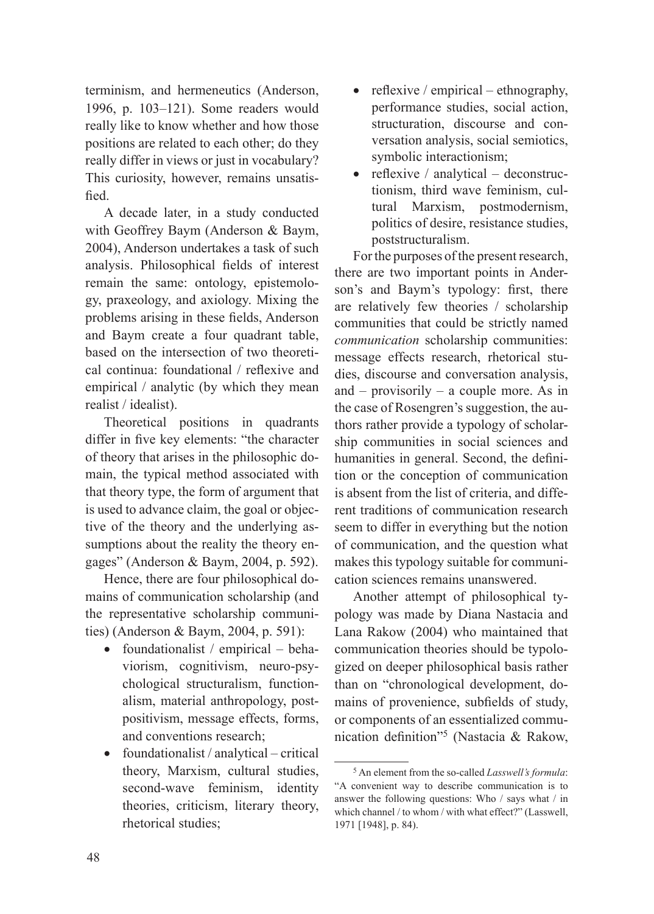terminism, and hermeneutics (Anderson, 1996, p. 103–121). Some readers would really like to know whether and how those positions are related to each other; do they really differ in views or just in vocabulary? This curiosity, however, remains unsatisfied.

A decade later, in a study conducted with Geoffrey Baym (Anderson & Baym, 2004), Anderson undertakes a task of such analysis. Philosophical fields of interest remain the same: ontology, epistemology, praxeology, and axiology. Mixing the problems arising in these fields, Anderson and Baym create a four quadrant table, based on the intersection of two theoretical continua: foundational / reflexive and empirical / analytic (by which they mean realist / idealist).

Theoretical positions in quadrants differ in five key elements: "the character of theory that arises in the philosophic domain, the typical method associated with that theory type, the form of argument that is used to advance claim, the goal or objective of the theory and the underlying assumptions about the reality the theory engages" (Anderson & Baym, 2004, p. 592).

Hence, there are four philosophical domains of communication scholarship (and the representative scholarship communities) (Anderson & Baym, 2004, p. 591):

- foundationalist / empirical – behaviorism, cognitivism, neuro-psychological structuralism, functionalism, material anthropology, postpositivism, message effects, forms, and conventions research;
- foundationalist / analytical – critical theory, Marxism, cultural studies, second-wave feminism, identity theories, criticism, literary theory, rhetorical studies;
- reflexive / empirical – ethnography, performance studies, social action, structuration, discourse and conversation analysis, social semiotics, symbolic interactionism;
- reflexive / analytical – deconstructionism, third wave feminism, cultural Marxism, postmodernism, politics of desire, resistance studies, poststructuralism.

For the purposes of the present research, there are two important points in Anderson's and Baym's typology: first, there are relatively few theories / scholarship communities that could be strictly named *communication* scholarship communities: message effects research, rhetorical studies, discourse and conversation analysis, and – provisorily – a couple more. As in the case of Rosengren's suggestion, the authors rather provide a typology of scholarship communities in social sciences and humanities in general. Second, the definition or the conception of communication is absent from the list of criteria, and different traditions of communication research seem to differ in everything but the notion of communication, and the question what makes this typology suitable for communication sciences remains unanswered.

Another attempt of philosophical typology was made by Diana Nastacia and Lana Rakow (2004) who maintained that communication theories should be typologized on deeper philosophical basis rather than on "chronological development, domains of provenience, subfields of study, or components of an essentialized communication definition"[5] (Nastacia & Rakow,

[5] An element from the so-called *Lasswell's formula*: "A convenient way to describe communication is to answer the following questions: Who / says what / in which channel / to whom / with what effect?" (Lasswell, 1971 [1948], p. 84).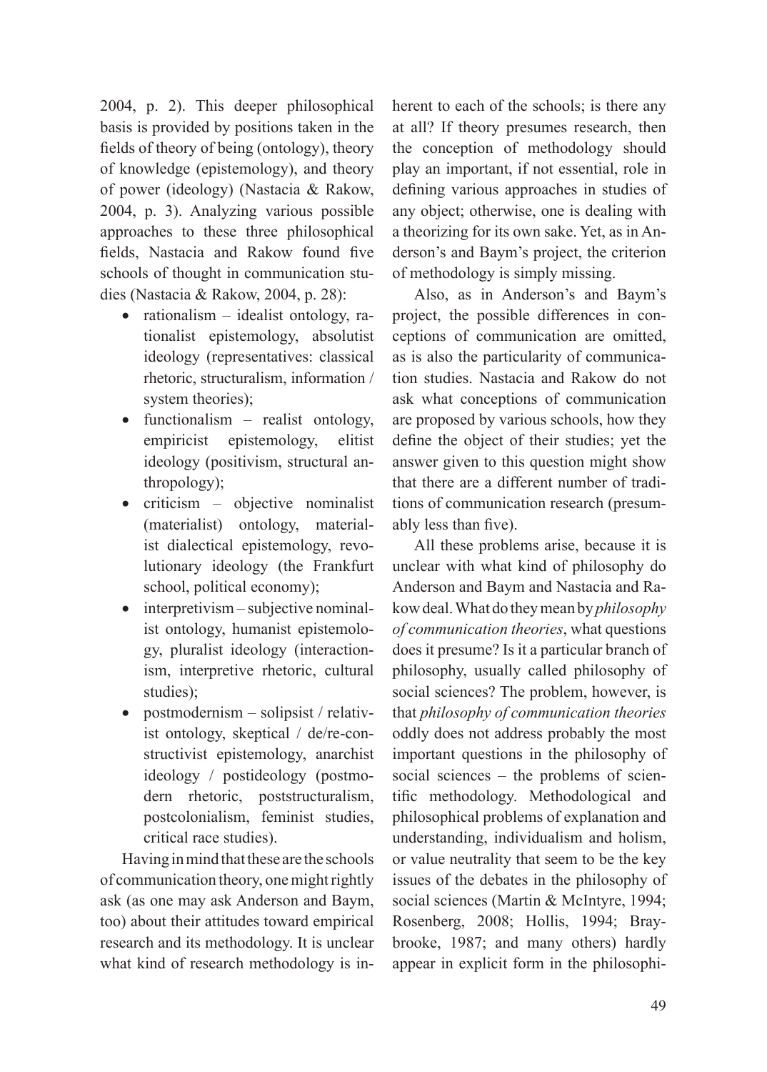2004, p. 2). This deeper philosophical basis is provided by positions taken in the fields of theory of being (ontology), theory of knowledge (epistemology), and theory of power (ideology) (Nastacia & Rakow, 2004, p. 3). Analyzing various possible approaches to these three philosophical fields, Nastacia and Rakow found five schools of thought in communication studies (Nastacia & Rakow, 2004, p. 28):

- rationalism – idealist ontology, rationalist epistemology, absolutist ideology (representatives: classical rhetoric, structuralism, information / system theories);
- functionalism – realist ontology, empiricist epistemology, elitist ideology (positivism, structural anthropology);
- criticism – objective nominalist (materialist) ontology, materialist dialectical epistemology, revolutionary ideology (the Frankfurt school, political economy);
- interpretivism – subjective nominalist ontology, humanist epistemology, pluralist ideology (interactionism, interpretive rhetoric, cultural studies);
- postmodernism – solipsist / relativist ontology, skeptical / de/re-constructivist epistemology, anarchist ideology / postideology (postmodern rhetoric, poststructuralism, postcolonialism, feminist studies, critical race studies).

Having in mind that these are the schools of communication theory, one might rightly ask (as one may ask Anderson and Baym, too) about their attitudes toward empirical research and its methodology. It is unclear what kind of research methodology is inherent to each of the schools; is there any at all? If theory presumes research, then the conception of methodology should play an important, if not essential, role in defining various approaches in studies of any object; otherwise, one is dealing with a theorizing for its own sake. Yet, as in Anderson's and Baym's project, the criterion of methodology is simply missing.

Also, as in Anderson's and Baym's project, the possible differences in conceptions of communication are omitted, as is also the particularity of communication studies. Nastacia and Rakow do not ask what conceptions of communication are proposed by various schools, how they define the object of their studies; yet the answer given to this question might show that there are a different number of traditions of communication research (presumably less than five).

All these problems arise, because it is unclear with what kind of philosophy do Anderson and Baym and Nastacia and Rakow deal. What do they mean by *philosophy of communication theories*, what questions does it presume? Is it a particular branch of philosophy, usually called philosophy of social sciences? The problem, however, is that *philosophy of communication theories* oddly does not address probably the most important questions in the philosophy of social sciences – the problems of scientific methodology. Methodological and philosophical problems of explanation and understanding, individualism and holism, or value neutrality that seem to be the key issues of the debates in the philosophy of social sciences (Martin & McIntyre, 1994; Rosenberg, 2008; Hollis, 1994; Braybrooke, 1987; and many others) hardly appear in explicit form in the philosophi-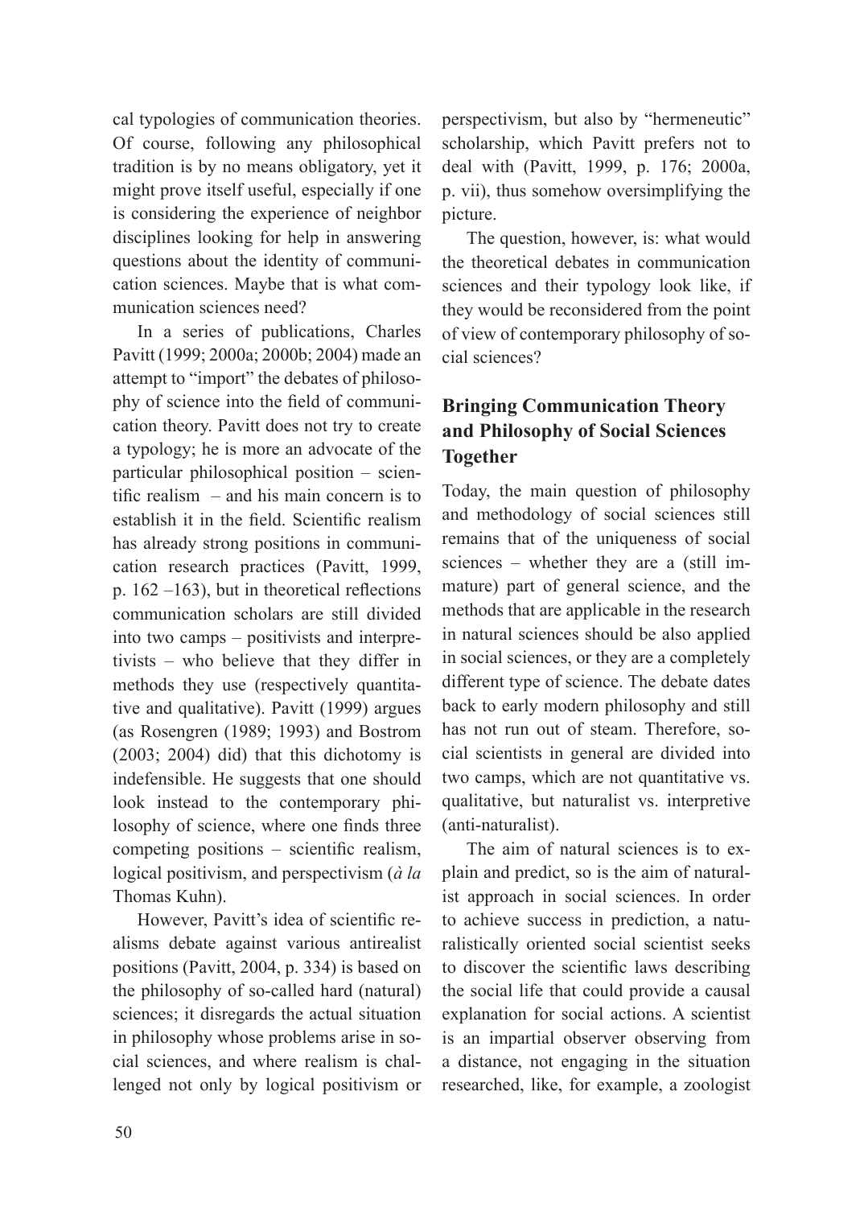cal typologies of communication theories. Of course, following any philosophical tradition is by no means obligatory, yet it might prove itself useful, especially if one is considering the experience of neighbor disciplines looking for help in answering questions about the identity of communication sciences. Maybe that is what communication sciences need?

In a series of publications, Charles Pavitt (1999; 2000a; 2000b; 2004) made an attempt to "import" the debates of philosophy of science into the field of communication theory. Pavitt does not try to create a typology; he is more an advocate of the particular philosophical position – scientific realism – and his main concern is to establish it in the field. Scientific realism has already strong positions in communication research practices (Pavitt, 1999, p. 162 –163), but in theoretical reflections communication scholars are still divided into two camps – positivists and interpretivists – who believe that they differ in methods they use (respectively quantitative and qualitative). Pavitt (1999) argues (as Rosengren (1989; 1993) and Bostrom (2003; 2004) did) that this dichotomy is indefensible. He suggests that one should look instead to the contemporary philosophy of science, where one finds three competing positions – scientific realism, logical positivism, and perspectivism (*à la* Thomas Kuhn).

However, Pavitt's idea of scientific realisms debate against various antirealist positions (Pavitt, 2004, p. 334) is based on the philosophy of so-called hard (natural) sciences; it disregards the actual situation in philosophy whose problems arise in social sciences, and where realism is challenged not only by logical positivism or perspectivism, but also by "hermeneutic" scholarship, which Pavitt prefers not to deal with (Pavitt, 1999, p. 176; 2000a, p. vii), thus somehow oversimplifying the picture.

The question, however, is: what would the theoretical debates in communication sciences and their typology look like, if they would be reconsidered from the point of view of contemporary philosophy of social sciences?

## Bringing Communication Theory and Philosophy of Social Sciences Together

Today, the main question of philosophy and methodology of social sciences still remains that of the uniqueness of social sciences – whether they are a (still immature) part of general science, and the methods that are applicable in the research in natural sciences should be also applied in social sciences, or they are a completely different type of science. The debate dates back to early modern philosophy and still has not run out of steam. Therefore, social scientists in general are divided into two camps, which are not quantitative vs. qualitative, but naturalist vs. interpretive (anti-naturalist).

The aim of natural sciences is to explain and predict, so is the aim of naturalist approach in social sciences. In order to achieve success in prediction, a naturalistically oriented social scientist seeks to discover the scientific laws describing the social life that could provide a causal explanation for social actions. A scientist is an impartial observer observing from a distance, not engaging in the situation researched, like, for example, a zoologist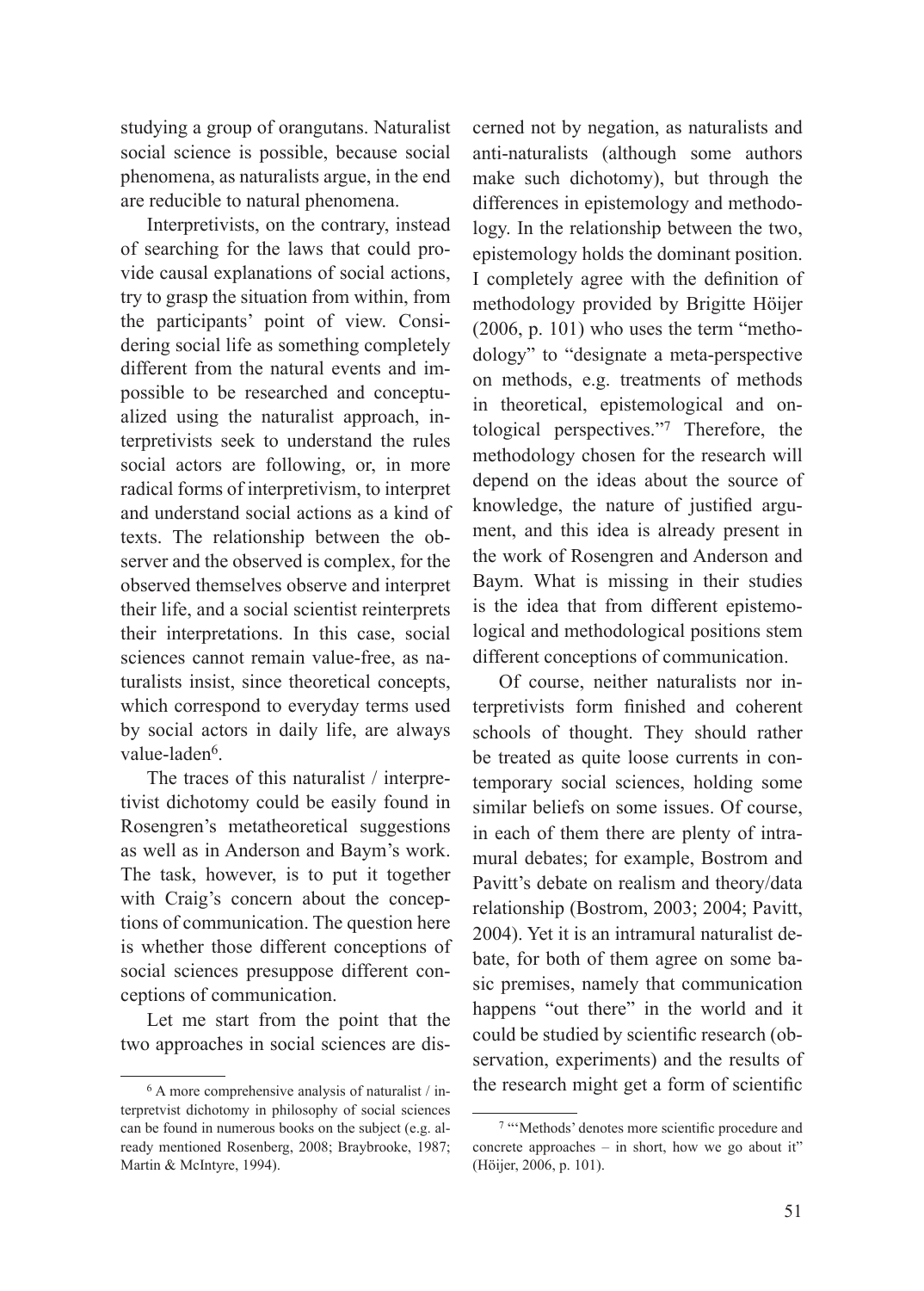studying a group of orangutans. Naturalist social science is possible, because social phenomena, as naturalists argue, in the end are reducible to natural phenomena.

Interpretivists, on the contrary, instead of searching for the laws that could provide causal explanations of social actions, try to grasp the situation from within, from the participants' point of view. Considering social life as something completely different from the natural events and impossible to be researched and conceptualized using the naturalist approach, interpretivists seek to understand the rules social actors are following, or, in more radical forms of interpretivism, to interpret and understand social actions as a kind of texts. The relationship between the observer and the observed is complex, for the observed themselves observe and interpret their life, and a social scientist reinterprets their interpretations. In this case, social sciences cannot remain value-free, as naturalists insist, since theoretical concepts, which correspond to everyday terms used by social actors in daily life, are always value-laden[6].

The traces of this naturalist / interpretivist dichotomy could be easily found in Rosengren's metatheoretical suggestions as well as in Anderson and Baym's work. The task, however, is to put it together with Craig's concern about the conceptions of communication. The question here is whether those different conceptions of social sciences presuppose different conceptions of communication.

Let me start from the point that the two approaches in social sciences are discerned not by negation, as naturalists and anti-naturalists (although some authors make such dichotomy), but through the differences in epistemology and methodology. In the relationship between the two, epistemology holds the dominant position. I completely agree with the definition of methodology provided by Brigitte Höijer (2006, p. 101) who uses the term "methodology" to "designate a meta-perspective on methods, e.g. treatments of methods in theoretical, epistemological and ontological perspectives."[7] Therefore, the methodology chosen for the research will depend on the ideas about the source of knowledge, the nature of justified argument, and this idea is already present in the work of Rosengren and Anderson and Baym. What is missing in their studies is the idea that from different epistemological and methodological positions stem different conceptions of communication.

Of course, neither naturalists nor interpretivists form finished and coherent schools of thought. They should rather be treated as quite loose currents in contemporary social sciences, holding some similar beliefs on some issues. Of course, in each of them there are plenty of intramural debates; for example, Bostrom and Pavitt's debate on realism and theory/data relationship (Bostrom, 2003; 2004; Pavitt, 2004). Yet it is an intramural naturalist debate, for both of them agree on some basic premises, namely that communication happens "out there" in the world and it could be studied by scientific research (observation, experiments) and the results of the research might get a form of scientific

[6] A more comprehensive analysis of naturalist / interpretvist dichotomy in philosophy of social sciences can be found in numerous books on the subject (e.g. already mentioned Rosenberg, 2008; Braybrooke, 1987; Martin & McIntyre, 1994).

[7] "'Methods' denotes more scientific procedure and concrete approaches – in short, how we go about it" (Höijer, 2006, p. 101).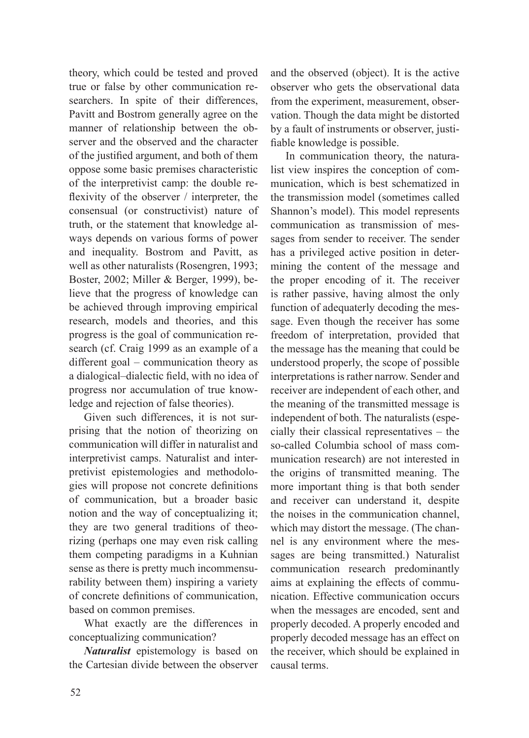theory, which could be tested and proved true or false by other communication researchers. In spite of their differences, Pavitt and Bostrom generally agree on the manner of relationship between the observer and the observed and the character of the justified argument, and both of them oppose some basic premises characteristic of the interpretivist camp: the double reflexivity of the observer / interpreter, the consensual (or constructivist) nature of truth, or the statement that knowledge always depends on various forms of power and inequality. Bostrom and Pavitt, as well as other naturalists (Rosengren, 1993; Boster, 2002; Miller & Berger, 1999), believe that the progress of knowledge can be achieved through improving empirical research, models and theories, and this progress is the goal of communication research (cf. Craig 1999 as an example of a different goal – communication theory as a dialogical–dialectic field, with no idea of progress nor accumulation of true knowledge and rejection of false theories).

Given such differences, it is not surprising that the notion of theorizing on communication will differ in naturalist and interpretivist camps. Naturalist and interpretivist epistemologies and methodologies will propose not concrete definitions of communication, but a broader basic notion and the way of conceptualizing it; they are two general traditions of theorizing (perhaps one may even risk calling them competing paradigms in a Kuhnian sense as there is pretty much incommensurability between them) inspiring a variety of concrete definitions of communication, based on common premises.

What exactly are the differences in conceptualizing communication?

***Naturalist*** epistemology is based on the Cartesian divide between the observer and the observed (object). It is the active observer who gets the observational data from the experiment, measurement, observation. Though the data might be distorted by a fault of instruments or observer, justifiable knowledge is possible.

In communication theory, the naturalist view inspires the conception of communication, which is best schematized in the transmission model (sometimes called Shannon's model). This model represents communication as transmission of messages from sender to receiver. The sender has a privileged active position in determining the content of the message and the proper encoding of it. The receiver is rather passive, having almost the only function of adequaterly decoding the message. Even though the receiver has some freedom of interpretation, provided that the message has the meaning that could be understood properly, the scope of possible interpretations is rather narrow. Sender and receiver are independent of each other, and the meaning of the transmitted message is independent of both. The naturalists (especially their classical representatives – the so-called Columbia school of mass communication research) are not interested in the origins of transmitted meaning. The more important thing is that both sender and receiver can understand it, despite the noises in the communication channel, which may distort the message. (The channel is any environment where the messages are being transmitted.) Naturalist communication research predominantly aims at explaining the effects of communication. Effective communication occurs when the messages are encoded, sent and properly decoded. A properly encoded and properly decoded message has an effect on the receiver, which should be explained in causal terms.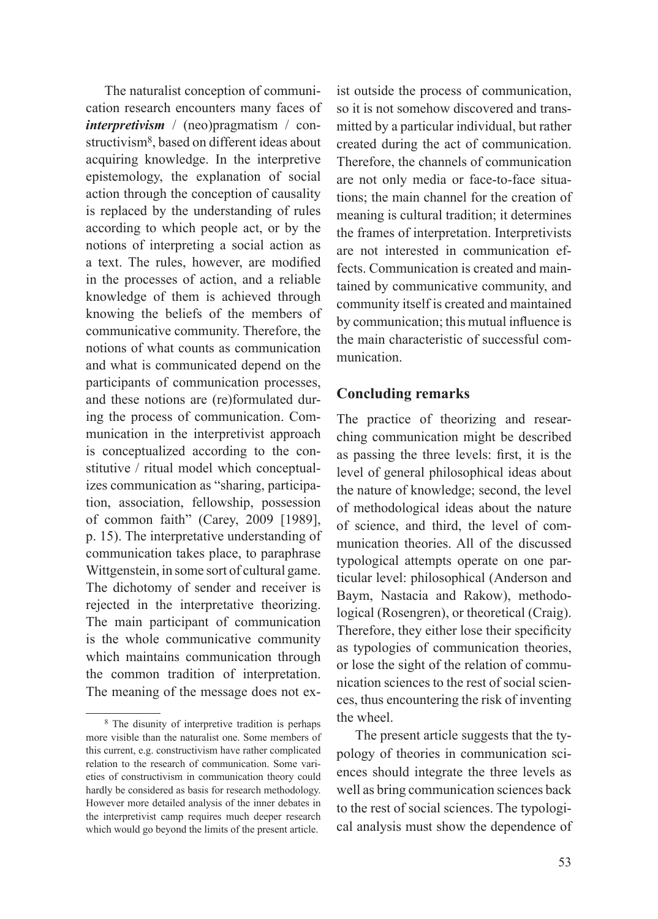The naturalist conception of communication research encounters many faces of ***interpretivism*** / (neo)pragmatism / constructivism[8], based on different ideas about acquiring knowledge. In the interpretive epistemology, the explanation of social action through the conception of causality is replaced by the understanding of rules according to which people act, or by the notions of interpreting a social action as a text. The rules, however, are modified in the processes of action, and a reliable knowledge of them is achieved through knowing the beliefs of the members of communicative community. Therefore, the notions of what counts as communication and what is communicated depend on the participants of communication processes, and these notions are (re)formulated during the process of communication. Communication in the interpretivist approach is conceptualized according to the constitutive / ritual model which conceptualizes communication as "sharing, participation, association, fellowship, possession of common faith" (Carey, 2009 [1989], p. 15). The interpretative understanding of communication takes place, to paraphrase Wittgenstein, in some sort of cultural game. The dichotomy of sender and receiver is rejected in the interpretative theorizing. The main participant of communication is the whole communicative community which maintains communication through the common tradition of interpretation. The meaning of the message does not exist outside the process of communication, so it is not somehow discovered and transmitted by a particular individual, but rather created during the act of communication. Therefore, the channels of communication are not only media or face-to-face situations; the main channel for the creation of meaning is cultural tradition; it determines the frames of interpretation. Interpretivists are not interested in communication effects. Communication is created and maintained by communicative community, and community itself is created and maintained by communication; this mutual influence is the main characteristic of successful communication.

## Concluding remarks

The practice of theorizing and researching communication might be described as passing the three levels: first, it is the level of general philosophical ideas about the nature of knowledge; second, the level of methodological ideas about the nature of science, and third, the level of communication theories. All of the discussed typological attempts operate on one particular level: philosophical (Anderson and Baym, Nastacia and Rakow), methodological (Rosengren), or theoretical (Craig). Therefore, they either lose their specificity as typologies of communication theories, or lose the sight of the relation of communication sciences to the rest of social sciences, thus encountering the risk of inventing the wheel.

The present article suggests that the typology of theories in communication sciences should integrate the three levels as well as bring communication sciences back to the rest of social sciences. The typological analysis must show the dependence of

[8] The disunity of interpretive tradition is perhaps more visible than the naturalist one. Some members of this current, e.g. constructivism have rather complicated relation to the research of communication. Some varieties of constructivism in communication theory could hardly be considered as basis for research methodology. However more detailed analysis of the inner debates in the interpretivist camp requires much deeper research which would go beyond the limits of the present article.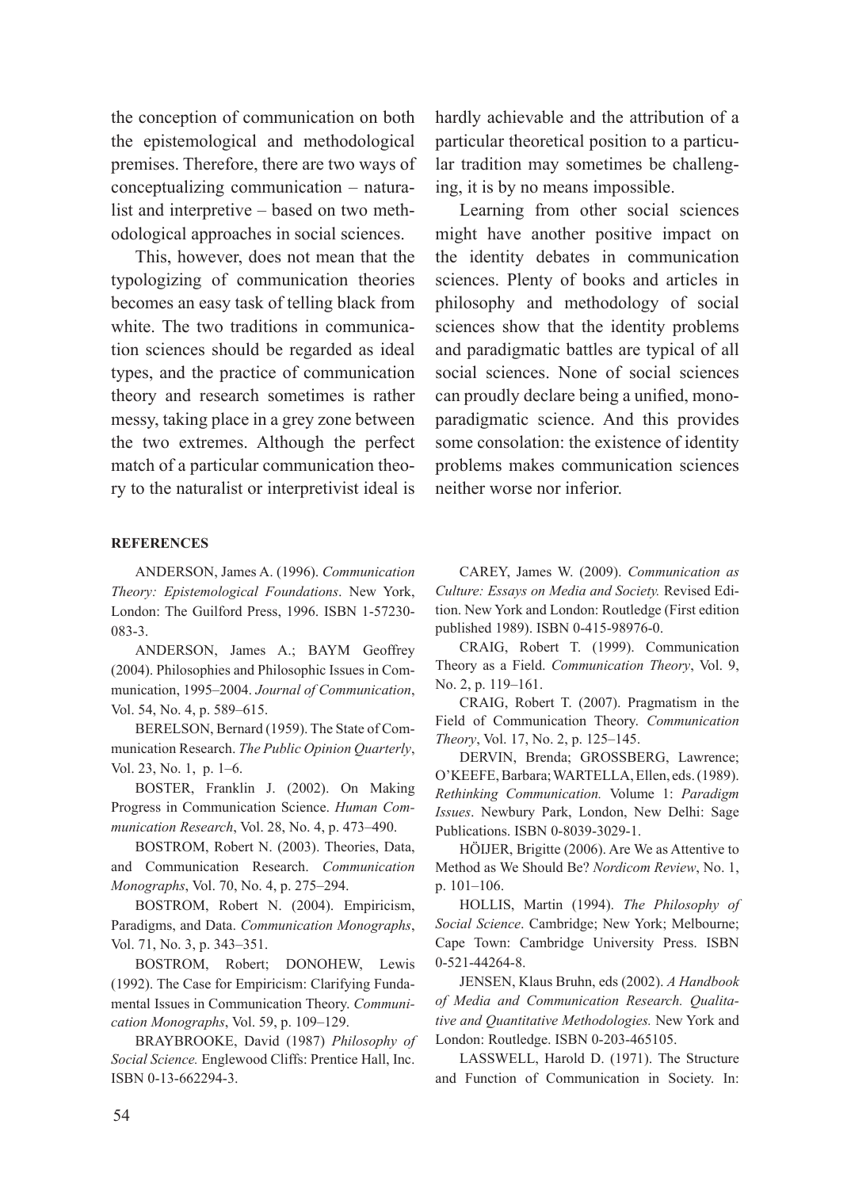the conception of communication on both the epistemological and methodological premises. Therefore, there are two ways of conceptualizing communication – naturalist and interpretive – based on two methodological approaches in social sciences.

This, however, does not mean that the typologizing of communication theories becomes an easy task of telling black from white. The two traditions in communication sciences should be regarded as ideal types, and the practice of communication theory and research sometimes is rather messy, taking place in a grey zone between the two extremes. Although the perfect match of a particular communication theory to the naturalist or interpretivist ideal is hardly achievable and the attribution of a particular theoretical position to a particular tradition may sometimes be challenging, it is by no means impossible.

Learning from other social sciences might have another positive impact on the identity debates in communication sciences. Plenty of books and articles in philosophy and methodology of social sciences show that the identity problems and paradigmatic battles are typical of all social sciences. None of social sciences can proudly declare being a unified, monoparadigmatic science. And this provides some consolation: the existence of identity problems makes communication sciences neither worse nor inferior.

**REFERENCES**

ANDERSON, James A. (1996). *Communication Theory: Epistemological Foundations*. New York, London: The Guilford Press, 1996. ISBN 1-57230-083-3.

ANDERSON, James A.; BAYM Geoffrey (2004). Philosophies and Philosophic Issues in Communication, 1995–2004. *Journal of Communication*, Vol. 54, No. 4, p. 589–615.

BERELSON, Bernard (1959). The State of Communication Research. *The Public Opinion Quarterly*, Vol. 23, No. 1, p. 1–6.

BOSTER, Franklin J. (2002). On Making Progress in Communication Science. *Human Communication Research*, Vol. 28, No. 4, p. 473–490.

BOSTROM, Robert N. (2003). Theories, Data, and Communication Research. *Communication Monographs*, Vol. 70, No. 4, p. 275–294.

BOSTROM, Robert N. (2004). Empiricism, Paradigms, and Data. *Communication Monographs*, Vol. 71, No. 3, p. 343–351.

BOSTROM, Robert; DONOHEW, Lewis (1992). The Case for Empiricism: Clarifying Fundamental Issues in Communication Theory. *Communication Monographs*, Vol. 59, p. 109–129.

BRAYBROOKE, David (1987) *Philosophy of Social Science.* Englewood Cliffs: Prentice Hall, Inc. ISBN 0-13-662294-3.

CAREY, James W. (2009). *Communication as Culture: Essays on Media and Society.* Revised Edition. New York and London: Routledge (First edition published 1989). ISBN 0-415-98976-0.

CRAIG, Robert T. (1999). Communication Theory as a Field. *Communication Theory*, Vol. 9, No. 2, p. 119–161.

CRAIG, Robert T. (2007). Pragmatism in the Field of Communication Theory. *Communication Theory*, Vol. 17, No. 2, p. 125–145.

DERVIN, Brenda; GROSSBERG, Lawrence; O'KEEFE, Barbara; WARTELLA, Ellen, eds. (1989). *Rethinking Communication.* Volume 1: *Paradigm Issues*. Newbury Park, London, New Delhi: Sage Publications. ISBN 0-8039-3029-1.

HÖIJER, Brigitte (2006). Are We as Attentive to Method as We Should Be? *Nordicom Review*, No. 1, p. 101–106.

HOLLIS, Martin (1994). *The Philosophy of Social Science*. Cambridge; New York; Melbourne; Cape Town: Cambridge University Press. ISBN 0-521-44264-8.

JENSEN, Klaus Bruhn, eds (2002). *A Handbook of Media and Communication Research. Qualitative and Quantitative Methodologies.* New York and London: Routledge. ISBN 0-203-465105.

LASSWELL, Harold D. (1971). The Structure and Function of Communication in Society. In: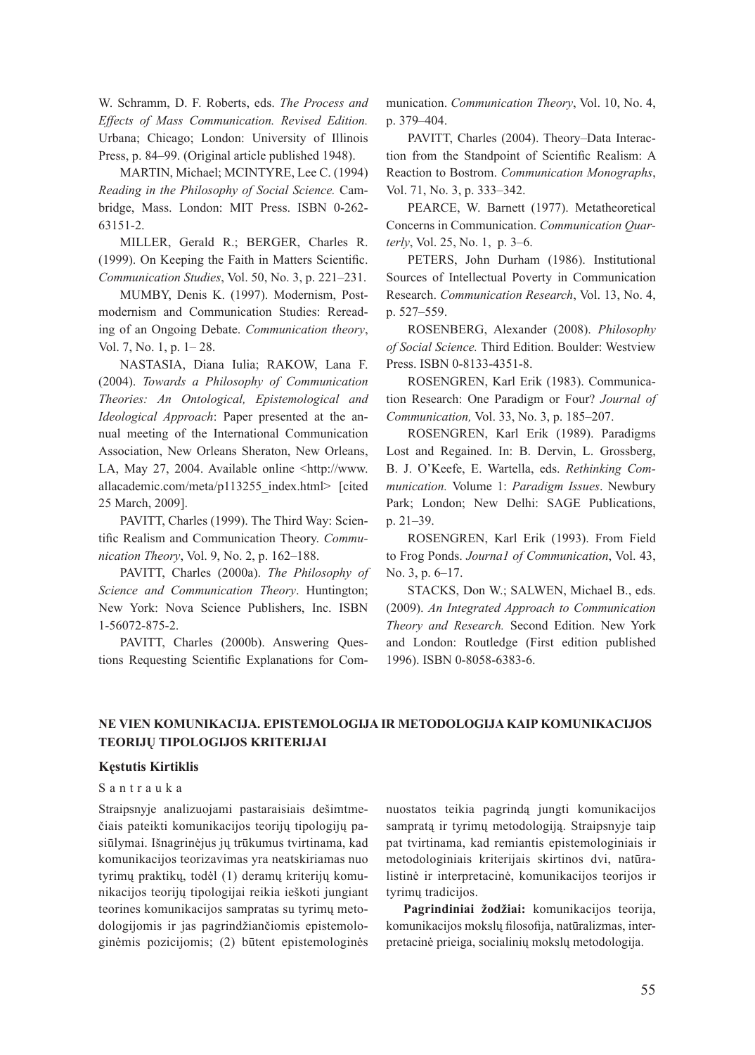W. Schramm, D. F. Roberts, eds. *The Process and Effects of Mass Communication. Revised Edition.* Urbana; Chicago; London: University of Illinois Press, p. 84–99. (Original article published 1948).

MARTIN, Michael; MCINTYRE, Lee C. (1994) *Reading in the Philosophy of Social Science.* Cambridge, Mass. London: MIT Press. ISBN 0-262-63151-2.

MILLER, Gerald R.; BERGER, Charles R. (1999). On Keeping the Faith in Matters Scientific. *Communication Studies*, Vol. 50, No. 3, p. 221–231.

MUMBY, Denis K. (1997). Modernism, Postmodernism and Communication Studies: Rereading of an Ongoing Debate. *Communication theory*, Vol. 7, No. 1, p. 1– 28.

NASTASIA, Diana Iulia; RAKOW, Lana F. (2004). *Towards a Philosophy of Communication Theories: An Ontological, Epistemological and Ideological Approach*: Paper presented at the annual meeting of the International Communication Association, New Orleans Sheraton, New Orleans, LA, May 27, 2004. Available online <http://www.allacademic.com/meta/p113255_index.html> [cited 25 March, 2009].

PAVITT, Charles (1999). The Third Way: Scientific Realism and Communication Theory. *Communication Theory*, Vol. 9, No. 2, p. 162–188.

PAVITT, Charles (2000a). *The Philosophy of Science and Communication Theory*. Huntington; New York: Nova Science Publishers, Inc. ISBN 1-56072-875-2.

PAVITT, Charles (2000b). Answering Questions Requesting Scientific Explanations for Communication. *Communication Theory*, Vol. 10, No. 4, p. 379–404.

PAVITT, Charles (2004). Theory–Data Interaction from the Standpoint of Scientific Realism: A Reaction to Bostrom. *Communication Monographs*, Vol. 71, No. 3, p. 333–342.

PEARCE, W. Barnett (1977). Metatheoretical Concerns in Communication. *Communication Quarterly*, Vol. 25, No. 1, p. 3–6.

PETERS, John Durham (1986). Institutional Sources of Intellectual Poverty in Communication Research. *Communication Research*, Vol. 13, No. 4, p. 527–559.

ROSENBERG, Alexander (2008). *Philosophy of Social Science.* Third Edition. Boulder: Westview Press. ISBN 0-8133-4351-8.

ROSENGREN, Karl Erik (1983). Communication Research: One Paradigm or Four? *Journal of Communication,* Vol. 33, No. 3, p. 185–207.

ROSENGREN, Karl Erik (1989). Paradigms Lost and Regained. In: B. Dervin, L. Grossberg, B. J. O'Keefe, E. Wartella, eds. *Rethinking Communication.* Volume 1: *Paradigm Issues*. Newbury Park; London; New Delhi: SAGE Publications, p. 21–39.

ROSENGREN, Karl Erik (1993). From Field to Frog Ponds. *Journa1 of Communication*, Vol. 43, No. 3, p. 6–17.

STACKS, Don W.; SALWEN, Michael B., eds. (2009). *An Integrated Approach to Communication Theory and Research.* Second Edition. New York and London: Routledge (First edition published 1996). ISBN 0-8058-6383-6.

## NE VIEN KOMUNIKACIJA. EPISTEMOLOGIJA IR METODOLOGIJA KAIP KOMUNIKACIJOS TEORIJŲ TIPOLOGIJOS KRITERIJAI

**Kęstutis Kirtiklis**

Santrauka

Straipsnyje analizuojami pastaraisiais dešimtmečiais pateikti komunikacijos teorijų tipologijų pasiūlymai. Išnagrinėjus jų trūkumus tvirtinama, kad komunikacijos teorizavimas yra neatskiriamas nuo tyrimų praktikų, todėl (1) deramų kriterijų komunikacijos teorijų tipologijai reikia ieškoti jungiant teorines komunikacijos sampratas su tyrimų metodologijomis ir jas pagrindžiančiomis epistemologinėmis pozicijomis; (2) būtent epistemologinės nuostatos teikia pagrindą jungti komunikacijos sampratą ir tyrimų metodologiją. Straipsnyje taip pat tvirtinama, kad remiantis epistemologiniais ir metodologiniais kriterijais skirtinos dvi, natūralistinė ir interpretacinė, komunikacijos teorijos ir tyrimų tradicijos.

**Pagrindiniai žodžiai:** komunikacijos teorija, komunikacijos mokslų filosofija, natūralizmas, interpretacinė prieiga, socialinių mokslų metodologija.